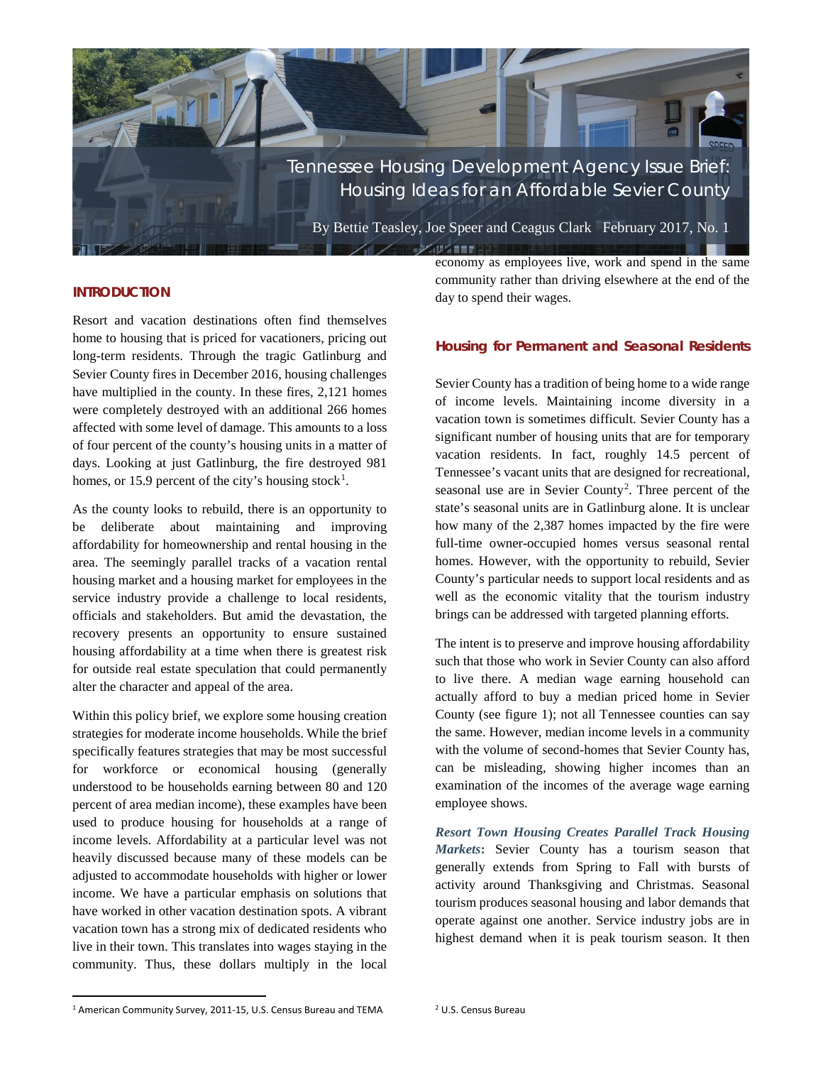# Tennessee Housing Development Agency Issue Brief: Housing Ideas for an Affordable Sevier County

By Bettie Teasley, Joe Speer and Ceagus Clark February 2017, No. 1

## INTRODUCTION

Resort and vacation destinations often find themselves home to housing that is priced for vacationers, pricing out long-term residents. Through the tragic Gatlinburg and Sevier County fires in December 2016, housing challenges have multiplied in the county. In these fires, 2,121 homes were completely destroyed with an additional 266 homes affected with some level of damage. This amounts to a loss of four percent of the county's housing units in a matter of days. Looking at just Gatlinburg, the fire destroyed 981 homes, or 15.9 percent of the city's housing stock[1].

As the county looks to rebuild, there is an opportunity to be deliberate about maintaining and improving affordability for homeownership and rental housing in the area. The seemingly parallel tracks of a vacation rental housing market and a housing market for employees in the service industry provide a challenge to local residents, officials and stakeholders. But amid the devastation, the recovery presents an opportunity to ensure sustained housing affordability at a time when there is greatest risk for outside real estate speculation that could permanently alter the character and appeal of the area.

Within this policy brief, we explore some housing creation strategies for moderate income households. While the brief specifically features strategies that may be most successful for workforce or economical housing (generally understood to be households earning between 80 and 120 percent of area median income), these examples have been used to produce housing for households at a range of income levels. Affordability at a particular level was not heavily discussed because many of these models can be adjusted to accommodate households with higher or lower income. We have a particular emphasis on solutions that have worked in other vacation destination spots. A vibrant vacation town has a strong mix of dedicated residents who live in their town. This translates into wages staying in the community. Thus, these dollars multiply in the local economy as employees live, work and spend in the same community rather than driving elsewhere at the end of the day to spend their wages.

### Housing for Permanent and Seasonal Residents

Sevier County has a tradition of being home to a wide range of income levels. Maintaining income diversity in a vacation town is sometimes difficult. Sevier County has a significant number of housing units that are for temporary vacation residents. In fact, roughly 14.5 percent of Tennessee's vacant units that are designed for recreational, seasonal use are in Sevier County[2]. Three percent of the state's seasonal units are in Gatlinburg alone. It is unclear how many of the 2,387 homes impacted by the fire were full-time owner-occupied homes versus seasonal rental homes. However, with the opportunity to rebuild, Sevier County's particular needs to support local residents and as well as the economic vitality that the tourism industry brings can be addressed with targeted planning efforts.

The intent is to preserve and improve housing affordability such that those who work in Sevier County can also afford to live there. A median wage earning household can actually afford to buy a median priced home in Sevier County (see figure 1); not all Tennessee counties can say the same. However, median income levels in a community with the volume of second-homes that Sevier County has, can be misleading, showing higher incomes than an examination of the incomes of the average wage earning employee shows.

***Resort Town Housing Creates Parallel Track Housing Markets*:** Sevier County has a tourism season that generally extends from Spring to Fall with bursts of activity around Thanksgiving and Christmas. Seasonal tourism produces seasonal housing and labor demands that operate against one another. Service industry jobs are in highest demand when it is peak tourism season. It then

[1] American Community Survey, 2011-15, U.S. Census Bureau and TEMA

[2] U.S. Census Bureau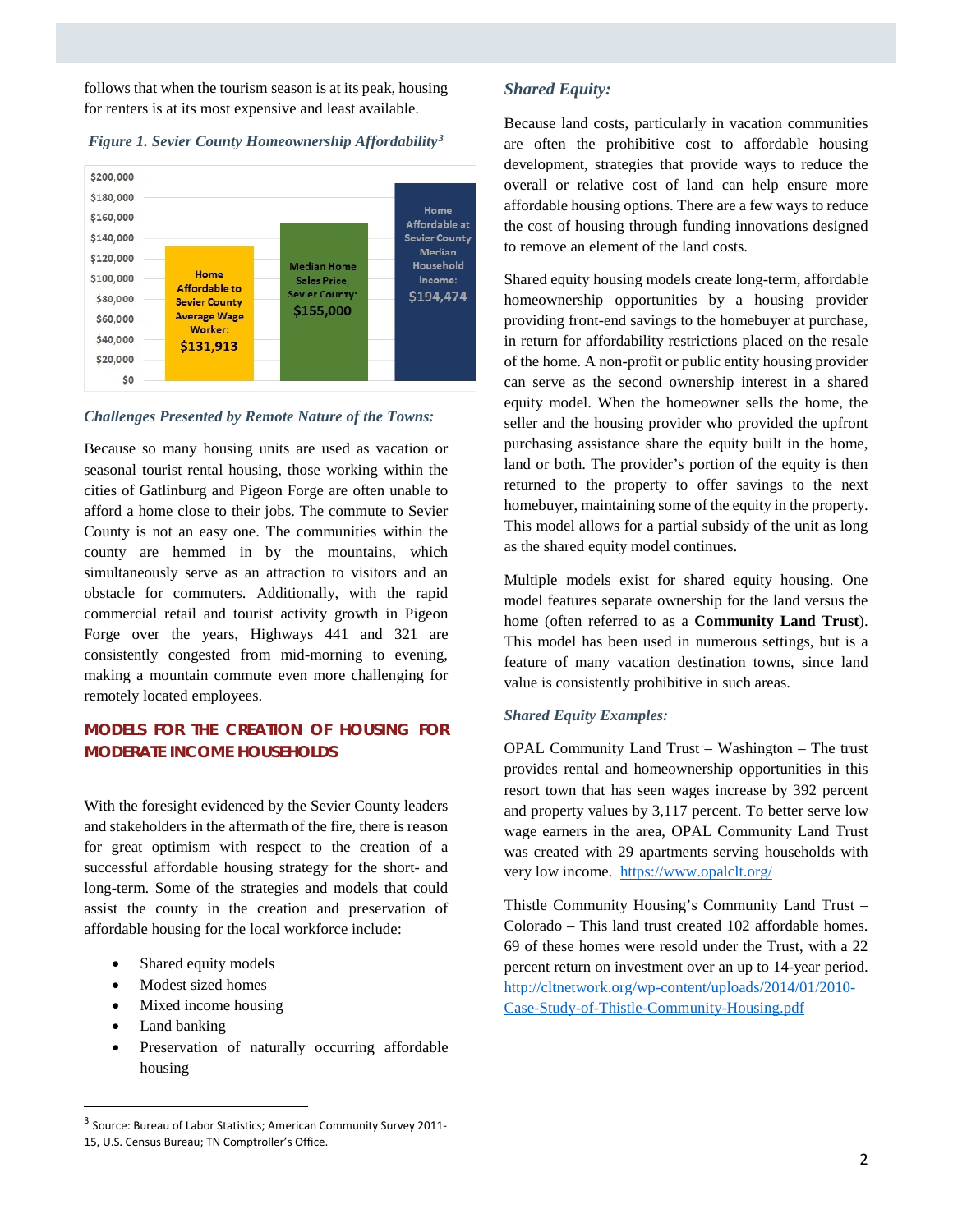follows that when the tourism season is at its peak, housing for renters is at its most expensive and least available.

*Figure 1. Sevier County Homeownership Affordability*[3]

| | Value |
|---|---|
| Home Affordable to Sevier County Average Wage Worker | $131,913 |
| Median Home Sales Price, Sevier County | $155,000 |
| Home Affordable at Sevier County Median Household Income | $194,474 |

### *Challenges Presented by Remote Nature of the Towns:*

Because so many housing units are used as vacation or seasonal tourist rental housing, those working within the cities of Gatlinburg and Pigeon Forge are often unable to afford a home close to their jobs. The commute to Sevier County is not an easy one. The communities within the county are hemmed in by the mountains, which simultaneously serve as an attraction to visitors and an obstacle for commuters. Additionally, with the rapid commercial retail and tourist activity growth in Pigeon Forge over the years, Highways 441 and 321 are consistently congested from mid-morning to evening, making a mountain commute even more challenging for remotely located employees.

## MODELS FOR THE CREATION OF HOUSING FOR MODERATE INCOME HOUSEHOLDS

With the foresight evidenced by the Sevier County leaders and stakeholders in the aftermath of the fire, there is reason for great optimism with respect to the creation of a successful affordable housing strategy for the short- and long-term. Some of the strategies and models that could assist the county in the creation and preservation of affordable housing for the local workforce include:

- Shared equity models
- Modest sized homes
- Mixed income housing
- Land banking
- Preservation of naturally occurring affordable housing

### *Shared Equity:*

Because land costs, particularly in vacation communities are often the prohibitive cost to affordable housing development, strategies that provide ways to reduce the overall or relative cost of land can help ensure more affordable housing options. There are a few ways to reduce the cost of housing through funding innovations designed to remove an element of the land costs.

Shared equity housing models create long-term, affordable homeownership opportunities by a housing provider providing front-end savings to the homebuyer at purchase, in return for affordability restrictions placed on the resale of the home. A non-profit or public entity housing provider can serve as the second ownership interest in a shared equity model. When the homeowner sells the home, the seller and the housing provider who provided the upfront purchasing assistance share the equity built in the home, land or both. The provider's portion of the equity is then returned to the property to offer savings to the next homebuyer, maintaining some of the equity in the property. This model allows for a partial subsidy of the unit as long as the shared equity model continues.

Multiple models exist for shared equity housing. One model features separate ownership for the land versus the home (often referred to as a **Community Land Trust**). This model has been used in numerous settings, but is a feature of many vacation destination towns, since land value is consistently prohibitive in such areas.

### *Shared Equity Examples:*

OPAL Community Land Trust – Washington – The trust provides rental and homeownership opportunities in this resort town that has seen wages increase by 392 percent and property values by 3,117 percent. To better serve low wage earners in the area, OPAL Community Land Trust was created with 29 apartments serving households with very low income. https://www.opalclt.org/

Thistle Community Housing's Community Land Trust – Colorado – This land trust created 102 affordable homes. 69 of these homes were resold under the Trust, with a 22 percent return on investment over an up to 14-year period. http://cltnetwork.org/wp-content/uploads/2014/01/2010-Case-Study-of-Thistle-Community-Housing.pdf

---

[3] Source: Bureau of Labor Statistics; American Community Survey 2011-15, U.S. Census Bureau; TN Comptroller's Office.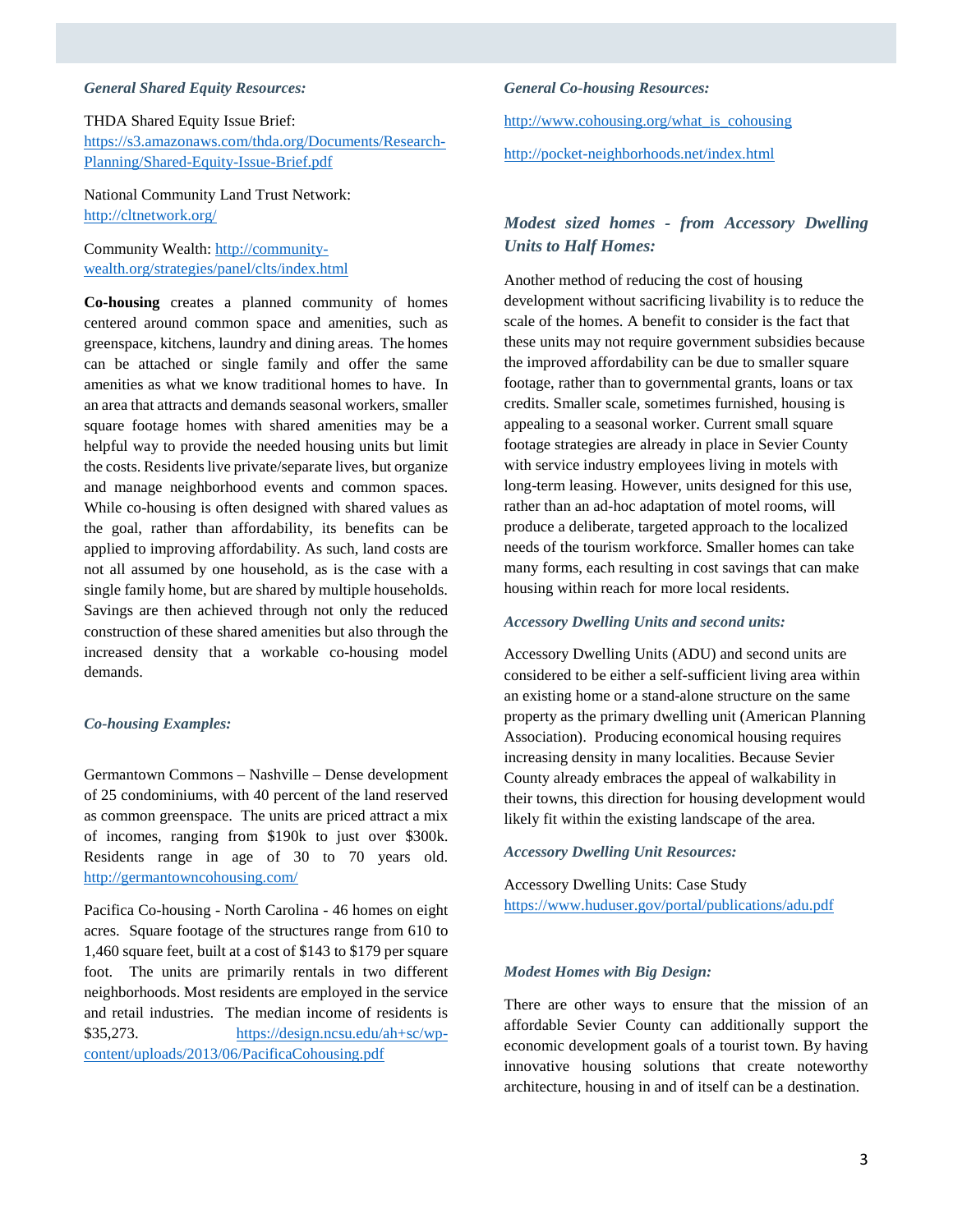### *General Shared Equity Resources:*

THDA Shared Equity Issue Brief: https://s3.amazonaws.com/thda.org/Documents/Research-Planning/Shared-Equity-Issue-Brief.pdf

National Community Land Trust Network: http://cltnetwork.org/

Community Wealth: http://community-wealth.org/strategies/panel/clts/index.html

**Co-housing** creates a planned community of homes centered around common space and amenities, such as greenspace, kitchens, laundry and dining areas. The homes can be attached or single family and offer the same amenities as what we know traditional homes to have. In an area that attracts and demands seasonal workers, smaller square footage homes with shared amenities may be a helpful way to provide the needed housing units but limit the costs. Residents live private/separate lives, but organize and manage neighborhood events and common spaces. While co-housing is often designed with shared values as the goal, rather than affordability, its benefits can be applied to improving affordability. As such, land costs are not all assumed by one household, as is the case with a single family home, but are shared by multiple households. Savings are then achieved through not only the reduced construction of these shared amenities but also through the increased density that a workable co-housing model demands.

### *Co-housing Examples:*

Germantown Commons – Nashville – Dense development of 25 condominiums, with 40 percent of the land reserved as common greenspace. The units are priced attract a mix of incomes, ranging from $190k to just over $300k. Residents range in age of 30 to 70 years old. http://germantowncohousing.com/

Pacifica Co-housing - North Carolina - 46 homes on eight acres. Square footage of the structures range from 610 to 1,460 square feet, built at a cost of $143 to $179 per square foot. The units are primarily rentals in two different neighborhoods. Most residents are employed in the service and retail industries. The median income of residents is $35,273. https://design.ncsu.edu/ah+sc/wp-content/uploads/2013/06/PacificaCohousing.pdf

### *General Co-housing Resources:*

http://www.cohousing.org/what_is_cohousing

http://pocket-neighborhoods.net/index.html

## *Modest sized homes - from Accessory Dwelling Units to Half Homes:*

Another method of reducing the cost of housing development without sacrificing livability is to reduce the scale of the homes. A benefit to consider is the fact that these units may not require government subsidies because the improved affordability can be due to smaller square footage, rather than to governmental grants, loans or tax credits. Smaller scale, sometimes furnished, housing is appealing to a seasonal worker. Current small square footage strategies are already in place in Sevier County with service industry employees living in motels with long-term leasing. However, units designed for this use, rather than an ad-hoc adaptation of motel rooms, will produce a deliberate, targeted approach to the localized needs of the tourism workforce. Smaller homes can take many forms, each resulting in cost savings that can make housing within reach for more local residents.

### *Accessory Dwelling Units and second units:*

Accessory Dwelling Units (ADU) and second units are considered to be either a self-sufficient living area within an existing home or a stand-alone structure on the same property as the primary dwelling unit (American Planning Association). Producing economical housing requires increasing density in many localities. Because Sevier County already embraces the appeal of walkability in their towns, this direction for housing development would likely fit within the existing landscape of the area.

### *Accessory Dwelling Unit Resources:*

Accessory Dwelling Units: Case Study https://www.huduser.gov/portal/publications/adu.pdf

### *Modest Homes with Big Design:*

There are other ways to ensure that the mission of an affordable Sevier County can additionally support the economic development goals of a tourist town. By having innovative housing solutions that create noteworthy architecture, housing in and of itself can be a destination.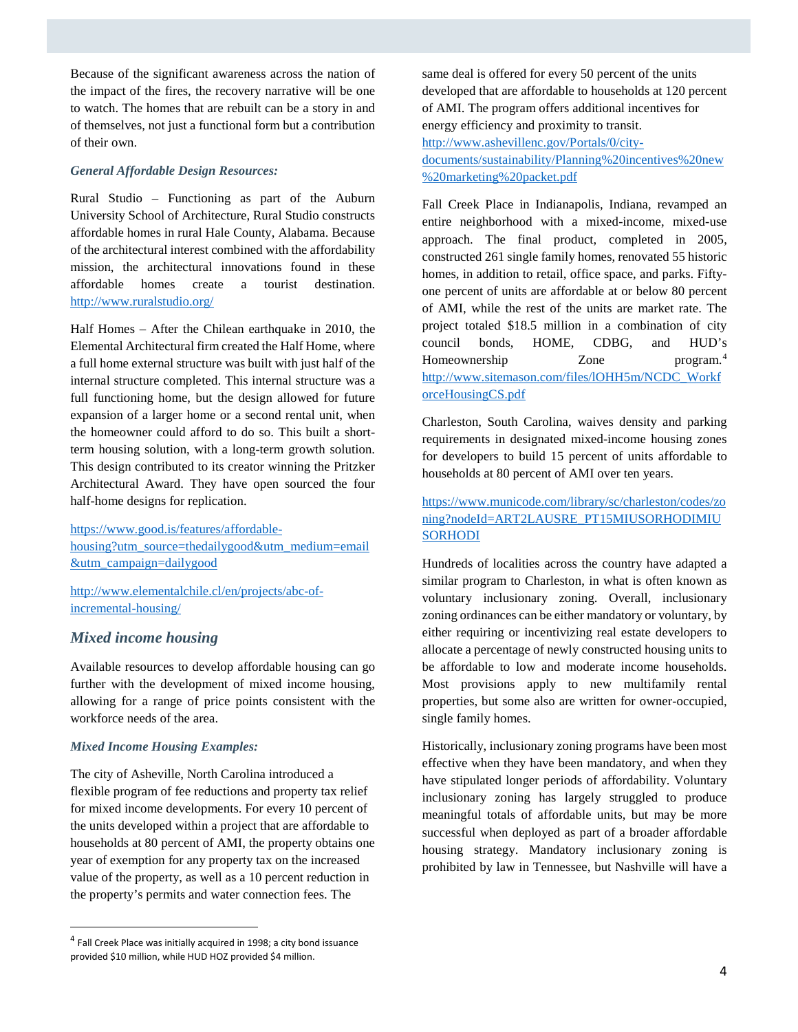Because of the significant awareness across the nation of the impact of the fires, the recovery narrative will be one to watch. The homes that are rebuilt can be a story in and of themselves, not just a functional form but a contribution of their own.

***General Affordable Design Resources:***

Rural Studio – Functioning as part of the Auburn University School of Architecture, Rural Studio constructs affordable homes in rural Hale County, Alabama. Because of the architectural interest combined with the affordability mission, the architectural innovations found in these affordable homes create a tourist destination. http://www.ruralstudio.org/

Half Homes – After the Chilean earthquake in 2010, the Elemental Architectural firm created the Half Home, where a full home external structure was built with just half of the internal structure completed. This internal structure was a full functioning home, but the design allowed for future expansion of a larger home or a second rental unit, when the homeowner could afford to do so. This built a short-term housing solution, with a long-term growth solution. This design contributed to its creator winning the Pritzker Architectural Award. They have open sourced the four half-home designs for replication.

https://www.good.is/features/affordable-housing?utm_source=thedailygood&utm_medium=email&utm_campaign=dailygood

http://www.elementalchile.cl/en/projects/abc-of-incremental-housing/

## *Mixed income housing*

Available resources to develop affordable housing can go further with the development of mixed income housing, allowing for a range of price points consistent with the workforce needs of the area.

***Mixed Income Housing Examples:***

The city of Asheville, North Carolina introduced a flexible program of fee reductions and property tax relief for mixed income developments. For every 10 percent of the units developed within a project that are affordable to households at 80 percent of AMI, the property obtains one year of exemption for any property tax on the increased value of the property, as well as a 10 percent reduction in the property's permits and water connection fees. The same deal is offered for every 50 percent of the units developed that are affordable to households at 120 percent of AMI. The program offers additional incentives for energy efficiency and proximity to transit. http://www.ashevillenc.gov/Portals/0/city-documents/sustainability/Planning%20incentives%20new%20marketing%20packet.pdf

Fall Creek Place in Indianapolis, Indiana, revamped an entire neighborhood with a mixed-income, mixed-use approach. The final product, completed in 2005, constructed 261 single family homes, renovated 55 historic homes, in addition to retail, office space, and parks. Fifty-one percent of units are affordable at or below 80 percent of AMI, while the rest of the units are market rate. The project totaled $18.5 million in a combination of city council bonds, HOME, CDBG, and HUD's Homeownership Zone program.[4] http://www.sitemason.com/files/lOHH5m/NCDC_WorkforceHousingCS.pdf

Charleston, South Carolina, waives density and parking requirements in designated mixed-income housing zones for developers to build 15 percent of units affordable to households at 80 percent of AMI over ten years.

https://www.municode.com/library/sc/charleston/codes/zoning?nodeId=ART2LAUSRE_PT15MIUSORHODIMIUSORHODI

Hundreds of localities across the country have adapted a similar program to Charleston, in what is often known as voluntary inclusionary zoning. Overall, inclusionary zoning ordinances can be either mandatory or voluntary, by either requiring or incentivizing real estate developers to allocate a percentage of newly constructed housing units to be affordable to low and moderate income households. Most provisions apply to new multifamily rental properties, but some also are written for owner-occupied, single family homes.

Historically, inclusionary zoning programs have been most effective when they have been mandatory, and when they have stipulated longer periods of affordability. Voluntary inclusionary zoning has largely struggled to produce meaningful totals of affordable units, but may be more successful when deployed as part of a broader affordable housing strategy. Mandatory inclusionary zoning is prohibited by law in Tennessee, but Nashville will have a

[4] Fall Creek Place was initially acquired in 1998; a city bond issuance provided $10 million, while HUD HOZ provided $4 million.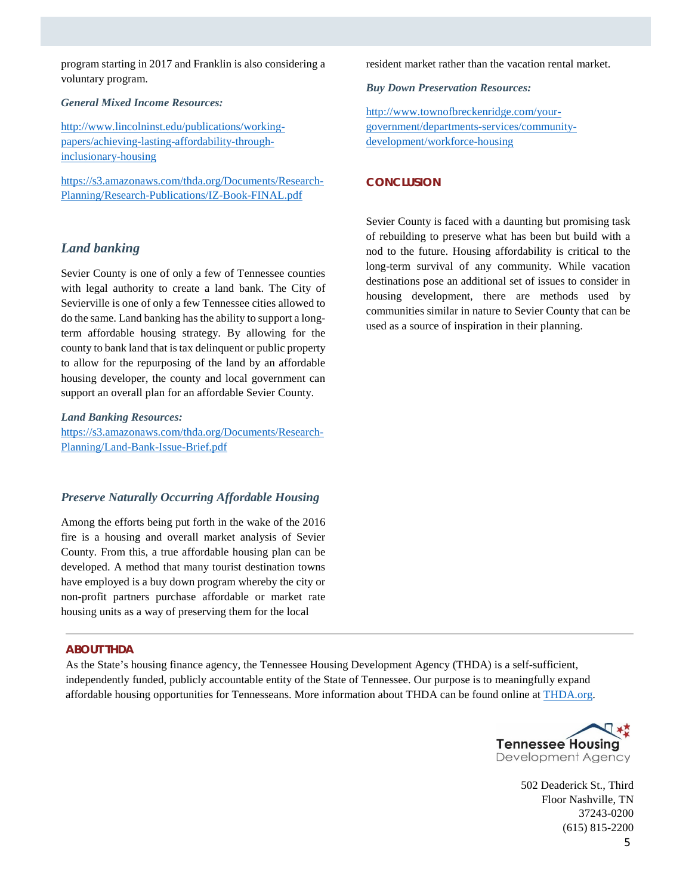program starting in 2017 and Franklin is also considering a voluntary program.

***General Mixed Income Resources:***

http://www.lincolninst.edu/publications/working-papers/achieving-lasting-affordability-through-inclusionary-housing

https://s3.amazonaws.com/thda.org/Documents/Research-Planning/Research-Publications/IZ-Book-FINAL.pdf

### *Land banking*

Sevier County is one of only a few of Tennessee counties with legal authority to create a land bank. The City of Sevierville is one of only a few Tennessee cities allowed to do the same. Land banking has the ability to support a long-term affordable housing strategy. By allowing for the county to bank land that is tax delinquent or public property to allow for the repurposing of the land by an affordable housing developer, the county and local government can support an overall plan for an affordable Sevier County.

***Land Banking Resources:***
https://s3.amazonaws.com/thda.org/Documents/Research-Planning/Land-Bank-Issue-Brief.pdf

### *Preserve Naturally Occurring Affordable Housing*

Among the efforts being put forth in the wake of the 2016 fire is a housing and overall market analysis of Sevier County. From this, a true affordable housing plan can be developed. A method that many tourist destination towns have employed is a buy down program whereby the city or non-profit partners purchase affordable or market rate housing units as a way of preserving them for the local resident market rather than the vacation rental market.

***Buy Down Preservation Resources:***

http://www.townofbreckenridge.com/your-government/departments-services/community-development/workforce-housing

## CONCLUSION

Sevier County is faced with a daunting but promising task of rebuilding to preserve what has been but build with a nod to the future. Housing affordability is critical to the long-term survival of any community. While vacation destinations pose an additional set of issues to consider in housing development, there are methods used by communities similar in nature to Sevier County that can be used as a source of inspiration in their planning.

---

**ABOUT THDA**

As the State's housing finance agency, the Tennessee Housing Development Agency (THDA) is a self-sufficient, independently funded, publicly accountable entity of the State of Tennessee. Our purpose is to meaningfully expand affordable housing opportunities for Tennesseans. More information about THDA can be found online at THDA.org.

Tennessee Housing Development Agency

502 Deaderick St., Third Floor Nashville, TN 37243-0200
(615) 815-2200